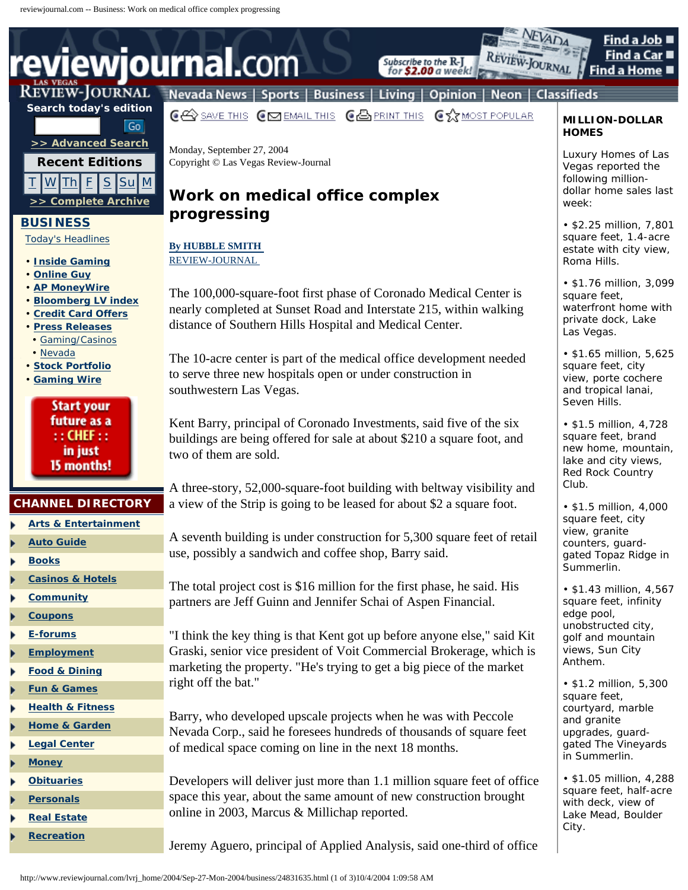Monday, September 27, 2004
Copyright © Las Vegas Review-Journal

# Work on medical office complex progressing

**By HUBBLE SMITH**
REVIEW-JOURNAL

The 100,000-square-foot first phase of Coronado Medical Center is nearly completed at Sunset Road and Interstate 215, within walking distance of Southern Hills Hospital and Medical Center.

The 10-acre center is part of the medical office development needed to serve three new hospitals open or under construction in southwestern Las Vegas.

Kent Barry, principal of Coronado Investments, said five of the six buildings are being offered for sale at about $210 a square foot, and two of them are sold.

A three-story, 52,000-square-foot building with beltway visibility and a view of the Strip is going to be leased for about $2 a square foot.

A seventh building is under construction for 5,300 square feet of retail use, possibly a sandwich and coffee shop, Barry said.

The total project cost is $16 million for the first phase, he said. His partners are Jeff Guinn and Jennifer Schai of Aspen Financial.

"I think the key thing is that Kent got up before anyone else," said Kit Graski, senior vice president of Voit Commercial Brokerage, which is marketing the property. "He's trying to get a big piece of the market right off the bat."

Barry, who developed upscale projects when he was with Peccole Nevada Corp., said he foresees hundreds of thousands of square feet of medical space coming on line in the next 18 months.

Developers will deliver just more than 1.1 million square feet of office space this year, about the same amount of new construction brought online in 2003, Marcus & Millichap reported.

Jeremy Aguero, principal of Applied Analysis, said one-third of office

**MILLION-DOLLAR HOMES**

Luxury Homes of Las Vegas reported the following million-dollar home sales last week:

- $2.25 million, 7,801 square feet, 1.4-acre estate with city view, Roma Hills.
- $1.76 million, 3,099 square feet, waterfront home with private dock, Lake Las Vegas.
- $1.65 million, 5,625 square feet, city view, porte cochere and tropical lanai, Seven Hills.
- $1.5 million, 4,728 square feet, brand new home, mountain, lake and city views, Red Rock Country Club.
- $1.5 million, 4,000 square feet, city view, granite counters, guard-gated Topaz Ridge in Summerlin.
- $1.43 million, 4,567 square feet, infinity edge pool, unobstructed city, golf and mountain views, Sun City Anthem.
- $1.2 million, 5,300 square feet, courtyard, marble and granite upgrades, guard-gated The Vineyards in Summerlin.
- $1.05 million, 4,288 square feet, half-acre with deck, view of Lake Mead, Boulder City.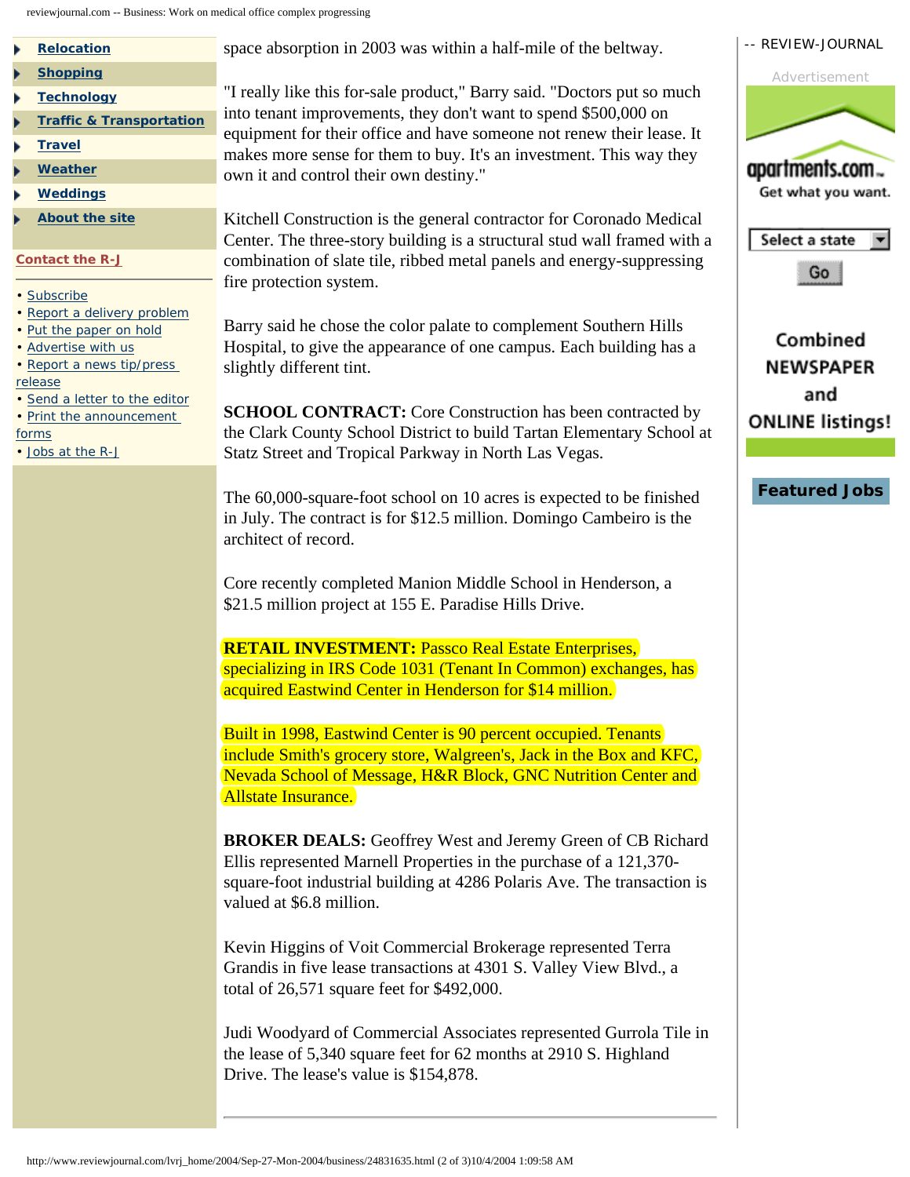space absorption in 2003 was within a half-mile of the beltway.

"I really like this for-sale product," Barry said. "Doctors put so much into tenant improvements, they don't want to spend $500,000 on equipment for their office and have someone not renew their lease. It makes more sense for them to buy. It's an investment. This way they own it and control their own destiny."

Kitchell Construction is the general contractor for Coronado Medical Center. The three-story building is a structural stud wall framed with a combination of slate tile, ribbed metal panels and energy-suppressing fire protection system.

Barry said he chose the color palate to complement Southern Hills Hospital, to give the appearance of one campus. Each building has a slightly different tint.

**SCHOOL CONTRACT:** Core Construction has been contracted by the Clark County School District to build Tartan Elementary School at Statz Street and Tropical Parkway in North Las Vegas.

The 60,000-square-foot school on 10 acres is expected to be finished in July. The contract is for $12.5 million. Domingo Cambeiro is the architect of record.

Core recently completed Manion Middle School in Henderson, a $21.5 million project at 155 E. Paradise Hills Drive.

**RETAIL INVESTMENT:** Passco Real Estate Enterprises, specializing in IRS Code 1031 (Tenant In Common) exchanges, has acquired Eastwind Center in Henderson for $14 million.

Built in 1998, Eastwind Center is 90 percent occupied. Tenants include Smith's grocery store, Walgreen's, Jack in the Box and KFC, Nevada School of Message, H&R Block, GNC Nutrition Center and Allstate Insurance.

**BROKER DEALS:** Geoffrey West and Jeremy Green of CB Richard Ellis represented Marnell Properties in the purchase of a 121,370-square-foot industrial building at 4286 Polaris Ave. The transaction is valued at $6.8 million.

Kevin Higgins of Voit Commercial Brokerage represented Terra Grandis in five lease transactions at 4301 S. Valley View Blvd., a total of 26,571 square feet for $492,000.

Judi Woodyard of Commercial Associates represented Gurrola Tile in the lease of 5,340 square feet for 62 months at 2910 S. Highland Drive. The lease's value is $154,878.